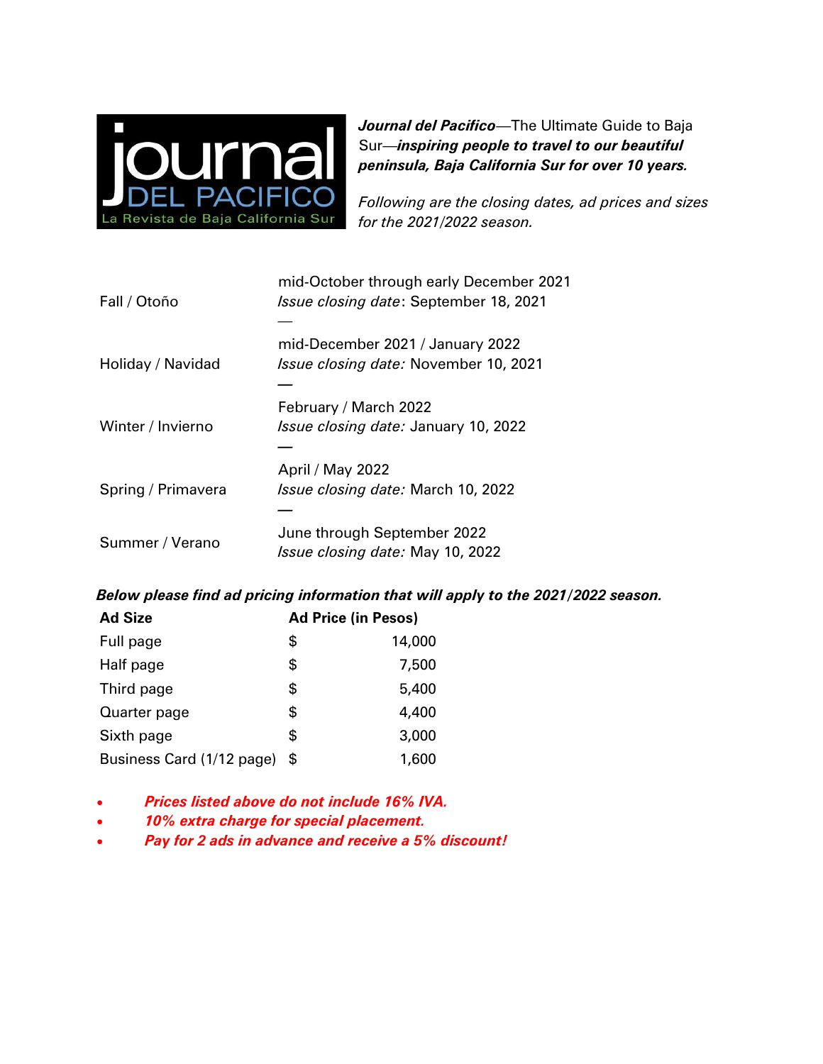journal DEL PACIFICO
La Revista de Baja California Sur

***Journal del Pacifico***—The Ultimate Guide to Baja Sur—***inspiring people to travel to our beautiful peninsula, Baja California Sur for over 10 years.***

*Following are the closing dates, ad prices and sizes for the 2021/2022 season.*

| | |
|---|---|
| Fall / Otoño | mid-October through early December 2021<br>*Issue closing date*: September 18, 2021 |
| Holiday / Navidad | mid-December 2021 / January 2022<br>*Issue closing date:* November 10, 2021 |
| Winter / Invierno | February / March 2022<br>*Issue closing date:* January 10, 2022 |
| Spring / Primavera | April / May 2022<br>*Issue closing date:* March 10, 2022 |
| Summer / Verano | June through September 2022<br>*Issue closing date:* May 10, 2022 |

***Below please find ad pricing information that will apply to the 2021/2022 season.***

| Ad Size | Ad Price (in Pesos) |
|---|---|
| Full page | $ 14,000 |
| Half page | $ 7,500 |
| Third page | $ 5,400 |
| Quarter page | $ 4,400 |
| Sixth page | $ 3,000 |
| Business Card (1/12 page) | $ 1,600 |

- ***Prices listed above do not include 16% IVA.***
- ***10% extra charge for special placement.***
- ***Pay for 2 ads in advance and receive a 5% discount!***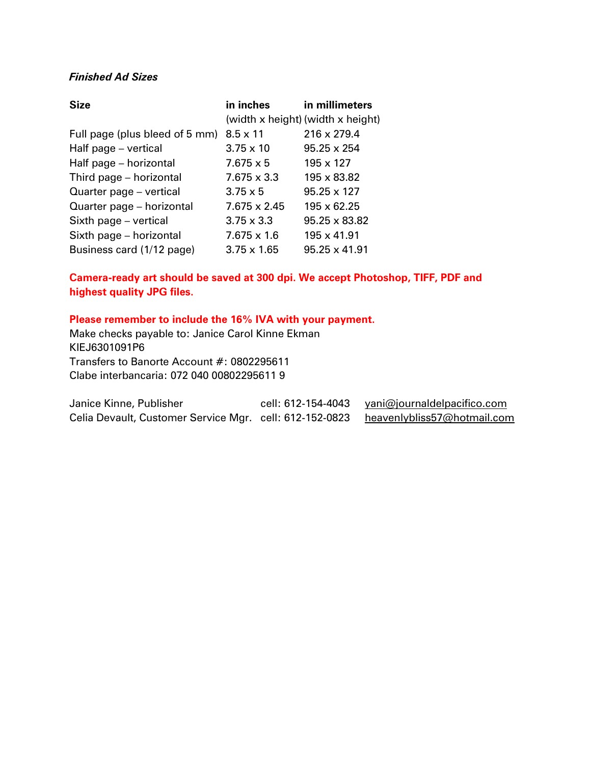***Finished Ad Sizes***

| **Size** | **in inches** (width x height) | **in millimeters** (width x height) |
|---|---|---|
| Full page (plus bleed of 5 mm) | 8.5 x 11 | 216 x 279.4 |
| Half page – vertical | 3.75 x 10 | 95.25 x 254 |
| Half page – horizontal | 7.675 x 5 | 195 x 127 |
| Third page – horizontal | 7.675 x 3.3 | 195 x 83.82 |
| Quarter page – vertical | 3.75 x 5 | 95.25 x 127 |
| Quarter page – horizontal | 7.675 x 2.45 | 195 x 62.25 |
| Sixth page – vertical | 3.75 x 3.3 | 95.25 x 83.82 |
| Sixth page – horizontal | 7.675 x 1.6 | 195 x 41.91 |
| Business card (1/12 page) | 3.75 x 1.65 | 95.25 x 41.91 |

**Camera-ready art should be saved at 300 dpi. We accept Photoshop, TIFF, PDF and highest quality JPG files.**

**Please remember to include the 16% IVA with your payment.**

Make checks payable to: Janice Carol Kinne Ekman
KIEJ6301091P6
Transfers to Banorte Account #: 0802295611
Clabe interbancaria: 072 040 00802295611 9

| | | |
|---|---|---|
| Janice Kinne, Publisher | cell: 612-154-4043 | yani@journaldelpacifico.com |
| Celia Devault, Customer Service Mgr. | cell: 612-152-0823 | heavenlybliss57@hotmail.com |